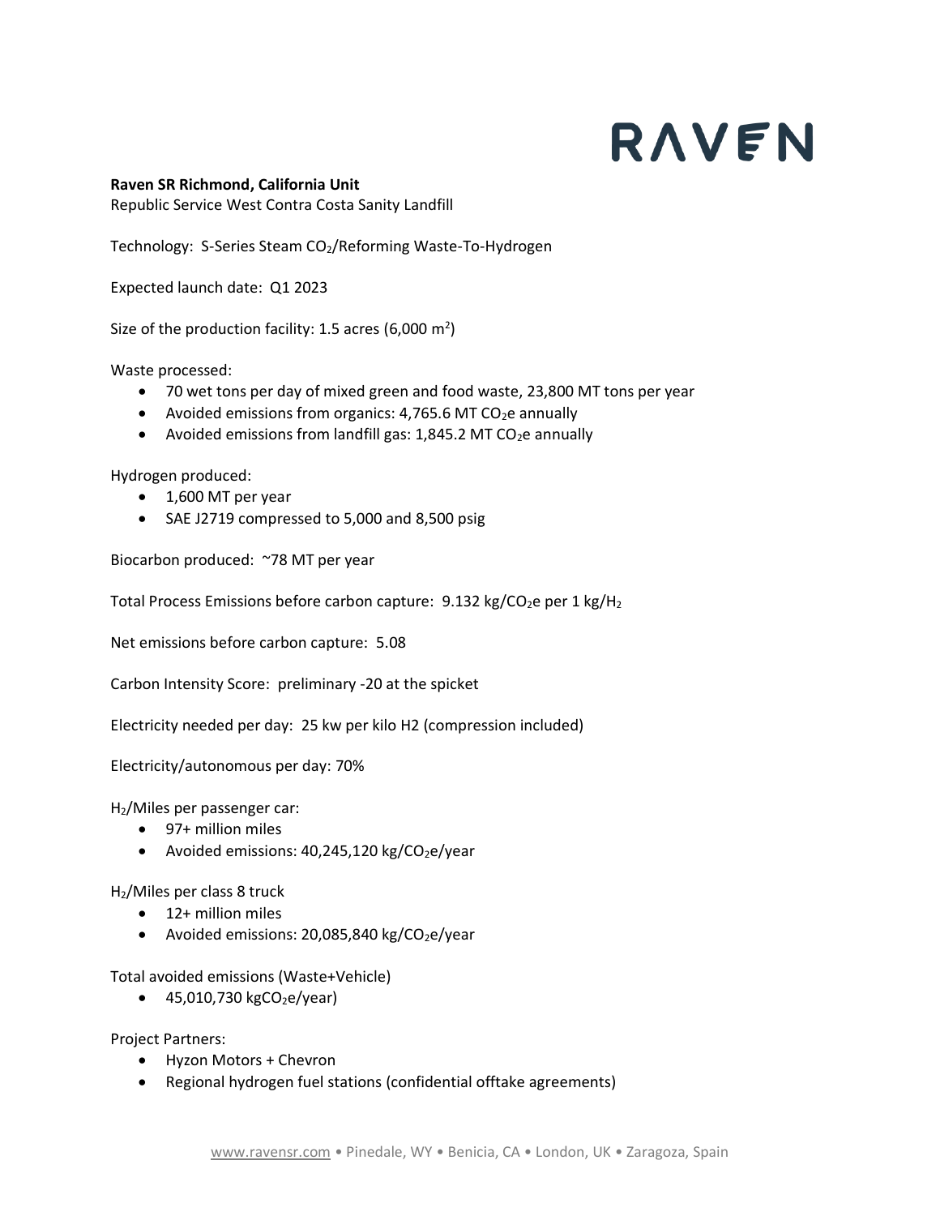# RAVEN

**Raven SR Richmond, California Unit**
Republic Service West Contra Costa Sanity Landfill

Technology: S-Series Steam $CO_2$/Reforming Waste-To-Hydrogen

Expected launch date: Q1 2023

Size of the production facility: 1.5 acres (6,000 $m^2$)

Waste processed:

- 70 wet tons per day of mixed green and food waste, 23,800 MT tons per year
- Avoided emissions from organics: 4,765.6 MT $CO_2e$ annually
- Avoided emissions from landfill gas: 1,845.2 MT $CO_2e$ annually

Hydrogen produced:

- 1,600 MT per year
- SAE J2719 compressed to 5,000 and 8,500 psig

Biocarbon produced: ~78 MT per year

Total Process Emissions before carbon capture: 9.132 kg/$CO_2e$ per 1 kg/$H_2$

Net emissions before carbon capture: 5.08

Carbon Intensity Score: preliminary -20 at the spicket

Electricity needed per day: 25 kw per kilo H2 (compression included)

Electricity/autonomous per day: 70%

$H_2$/Miles per passenger car:

- 97+ million miles
- Avoided emissions: 40,245,120 kg/$CO_2e$/year

$H_2$/Miles per class 8 truck

- 12+ million miles
- Avoided emissions: 20,085,840 kg/$CO_2e$/year

Total avoided emissions (Waste+Vehicle)

- 45,010,730 kg$CO_2e$/year)

Project Partners:

- Hyzon Motors + Chevron
- Regional hydrogen fuel stations (confidential offtake agreements)

www.ravensr.com • Pinedale, WY • Benicia, CA • London, UK • Zaragoza, Spain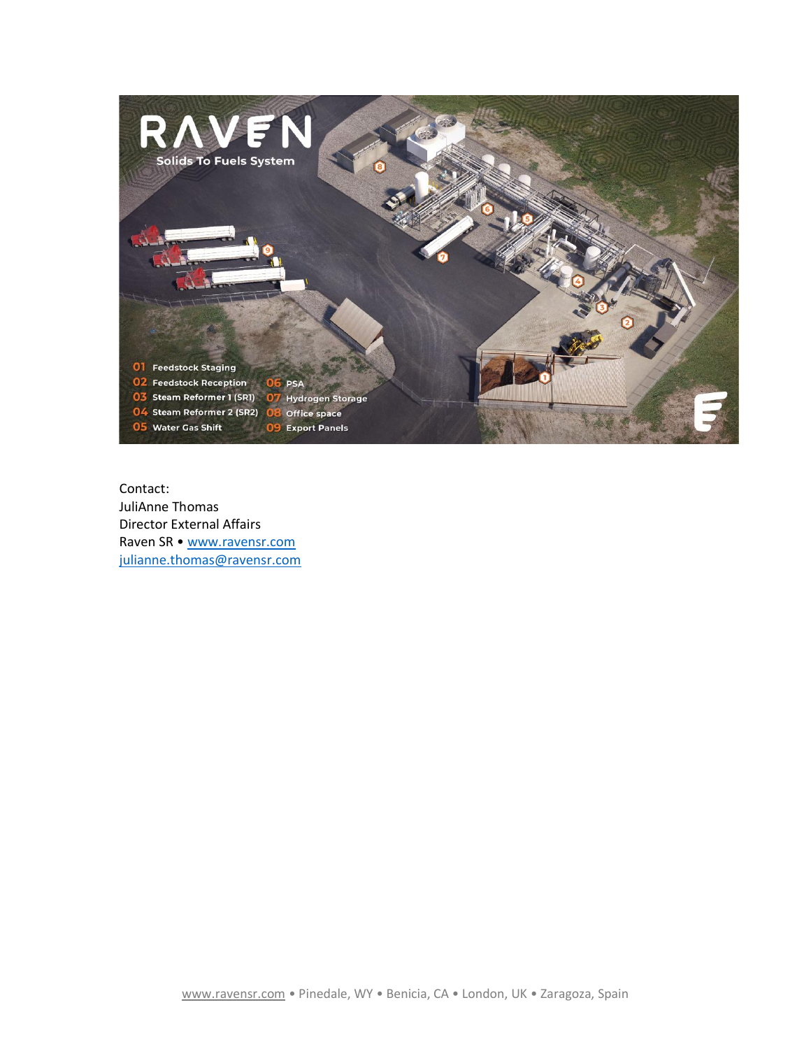Contact:
JuliAnne Thomas
Director External Affairs
Raven SR • www.ravensr.com
julianne.thomas@ravensr.com

www.ravensr.com • Pinedale, WY • Benicia, CA • London, UK • Zaragoza, Spain